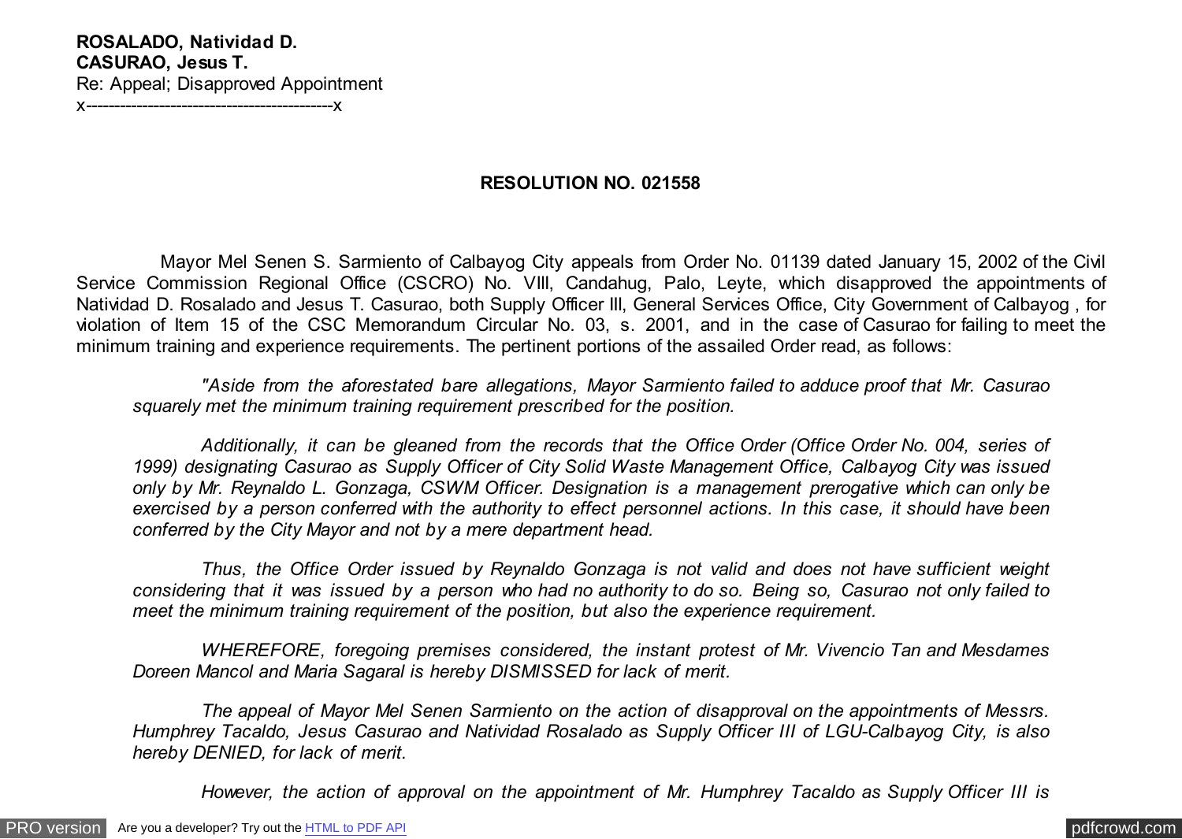**ROSALADO, Natividad D.**
**CASURAO, Jesus T.**
Re: Appeal; Disapproved Appointment
x--------------------------------------------x

**RESOLUTION NO. 021558**

Mayor Mel Senen S. Sarmiento of Calbayog City appeals from Order No. 01139 dated January 15, 2002 of the Civil Service Commission Regional Office (CSCRO) No. VIII, Candahug, Palo, Leyte, which disapproved the appointments of Natividad D. Rosalado and Jesus T. Casurao, both Supply Officer III, General Services Office, City Government of Calbayog , for violation of Item 15 of the CSC Memorandum Circular No. 03, s. 2001, and in the case of Casurao for failing to meet the minimum training and experience requirements. The pertinent portions of the assailed Order read, as follows:

> *"Aside from the aforestated bare allegations, Mayor Sarmiento failed to adduce proof that Mr. Casurao squarely met the minimum training requirement prescribed for the position.*
>
> *Additionally, it can be gleaned from the records that the Office Order (Office Order No. 004, series of 1999) designating Casurao as Supply Officer of City Solid Waste Management Office, Calbayog City was issued only by Mr. Reynaldo L. Gonzaga, CSWM Officer. Designation is a management prerogative which can only be exercised by a person conferred with the authority to effect personnel actions. In this case, it should have been conferred by the City Mayor and not by a mere department head.*
>
> *Thus, the Office Order issued by Reynaldo Gonzaga is not valid and does not have sufficient weight considering that it was issued by a person who had no authority to do so. Being so, Casurao not only failed to meet the minimum training requirement of the position, but also the experience requirement.*
>
> *WHEREFORE, foregoing premises considered, the instant protest of Mr. Vivencio Tan and Mesdames Doreen Mancol and Maria Sagaral is hereby DISMISSED for lack of merit.*
>
> *The appeal of Mayor Mel Senen Sarmiento on the action of disapproval on the appointments of Messrs. Humphrey Tacaldo, Jesus Casurao and Natividad Rosalado as Supply Officer III of LGU-Calbayog City, is also hereby DENIED, for lack of merit.*
>
> *However, the action of approval on the appointment of Mr. Humphrey Tacaldo as Supply Officer III is*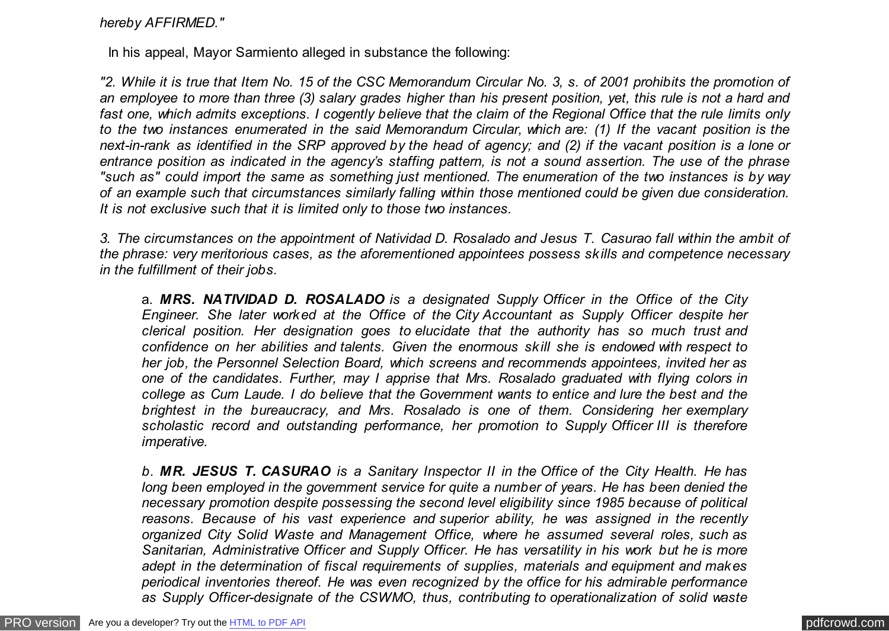*hereby AFFIRMED."*

In his appeal, Mayor Sarmiento alleged in substance the following:

*"2. While it is true that Item No. 15 of the CSC Memorandum Circular No. 3, s. of 2001 prohibits the promotion of an employee to more than three (3) salary grades higher than his present position, yet, this rule is not a hard and fast one, which admits exceptions. I cogently believe that the claim of the Regional Office that the rule limits only to the two instances enumerated in the said Memorandum Circular, which are: (1) If the vacant position is the next-in-rank as identified in the SRP approved by the head of agency; and (2) if the vacant position is a lone or entrance position as indicated in the agency's staffing pattern, is not a sound assertion. The use of the phrase "such as" could import the same as something just mentioned. The enumeration of the two instances is by way of an example such that circumstances similarly falling within those mentioned could be given due consideration. It is not exclusive such that it is limited only to those two instances.*

*3. The circumstances on the appointment of Natividad D. Rosalado and Jesus T. Casurao fall within the ambit of the phrase: very meritorious cases, as the aforementioned appointees possess skills and competence necessary in the fulfillment of their jobs.*

> a. ***MRS. NATIVIDAD D. ROSALADO*** *is a designated Supply Officer in the Office of the City Engineer. She later worked at the Office of the City Accountant as Supply Officer despite her clerical position. Her designation goes to elucidate that the authority has so much trust and confidence on her abilities and talents. Given the enormous skill she is endowed with respect to her job, the Personnel Selection Board, which screens and recommends appointees, invited her as one of the candidates. Further, may I apprise that Mrs. Rosalado graduated with flying colors in college as Cum Laude. I do believe that the Government wants to entice and lure the best and the brightest in the bureaucracy, and Mrs. Rosalado is one of them. Considering her exemplary scholastic record and outstanding performance, her promotion to Supply Officer III is therefore imperative.*
>
> *b.* ***MR. JESUS T. CASURAO*** *is a Sanitary Inspector II in the Office of the City Health. He has long been employed in the government service for quite a number of years. He has been denied the necessary promotion despite possessing the second level eligibility since 1985 because of political reasons. Because of his vast experience and superior ability, he was assigned in the recently organized City Solid Waste and Management Office, where he assumed several roles, such as Sanitarian, Administrative Officer and Supply Officer. He has versatility in his work but he is more adept in the determination of fiscal requirements of supplies, materials and equipment and makes periodical inventories thereof. He was even recognized by the office for his admirable performance as Supply Officer-designate of the CSWMO, thus, contributing to operationalization of solid waste*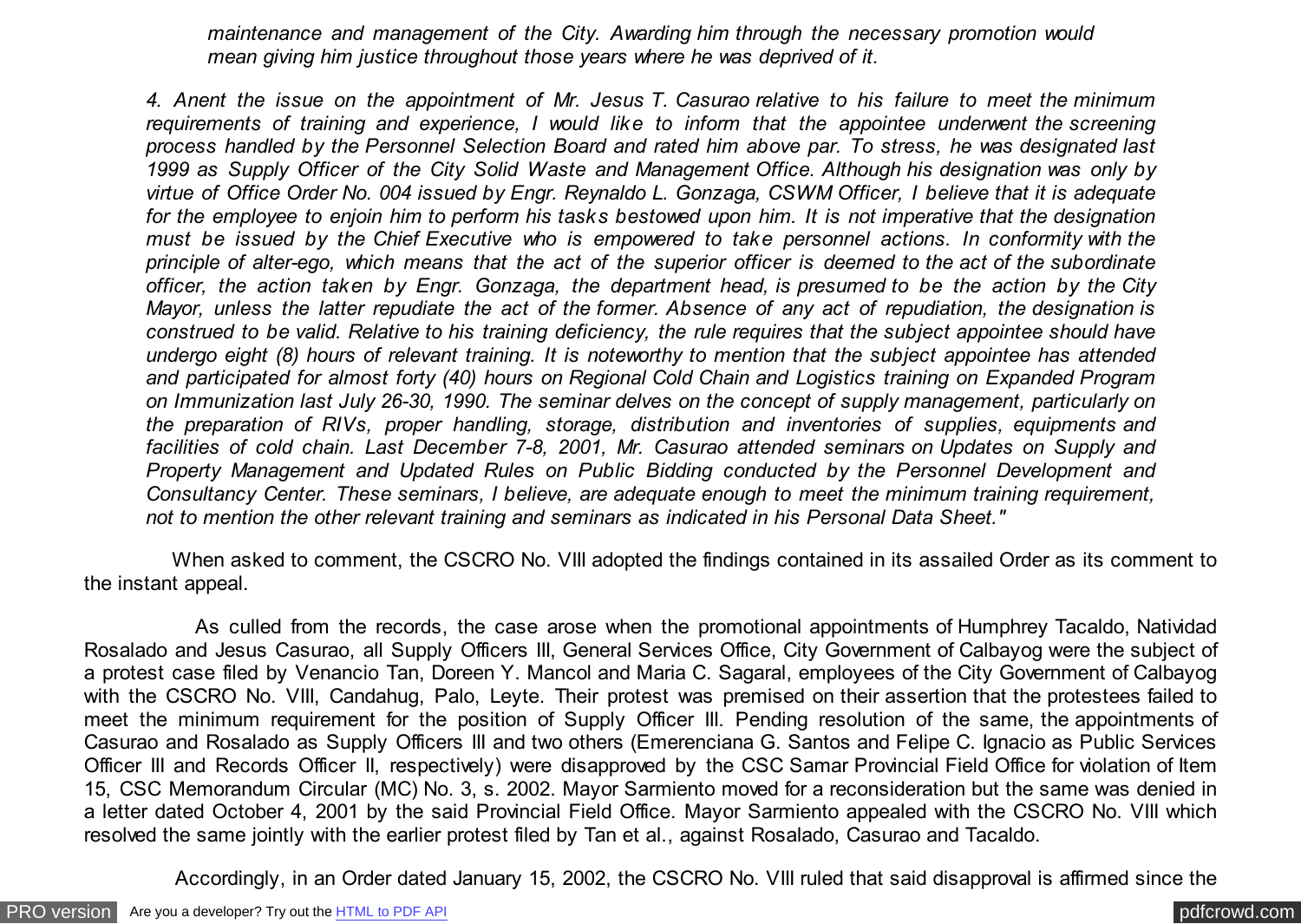*maintenance and management of the City. Awarding him through the necessary promotion would mean giving him justice throughout those years where he was deprived of it.*

*4. Anent the issue on the appointment of Mr. Jesus T. Casurao relative to his failure to meet the minimum requirements of training and experience, I would like to inform that the appointee underwent the screening process handled by the Personnel Selection Board and rated him above par. To stress, he was designated last 1999 as Supply Officer of the City Solid Waste and Management Office. Although his designation was only by virtue of Office Order No. 004 issued by Engr. Reynaldo L. Gonzaga, CSWM Officer, I believe that it is adequate for the employee to enjoin him to perform his tasks bestowed upon him. It is not imperative that the designation must be issued by the Chief Executive who is empowered to take personnel actions. In conformity with the principle of alter-ego, which means that the act of the superior officer is deemed to the act of the subordinate officer, the action taken by Engr. Gonzaga, the department head, is presumed to be the action by the City Mayor, unless the latter repudiate the act of the former. Absence of any act of repudiation, the designation is construed to be valid. Relative to his training deficiency, the rule requires that the subject appointee should have undergo eight (8) hours of relevant training. It is noteworthy to mention that the subject appointee has attended and participated for almost forty (40) hours on Regional Cold Chain and Logistics training on Expanded Program on Immunization last July 26-30, 1990. The seminar delves on the concept of supply management, particularly on the preparation of RIVs, proper handling, storage, distribution and inventories of supplies, equipments and facilities of cold chain. Last December 7-8, 2001, Mr. Casurao attended seminars on Updates on Supply and Property Management and Updated Rules on Public Bidding conducted by the Personnel Development and Consultancy Center. These seminars, I believe, are adequate enough to meet the minimum training requirement, not to mention the other relevant training and seminars as indicated in his Personal Data Sheet."*

When asked to comment, the CSCRO No. VIII adopted the findings contained in its assailed Order as its comment to the instant appeal.

As culled from the records, the case arose when the promotional appointments of Humphrey Tacaldo, Natividad Rosalado and Jesus Casurao, all Supply Officers III, General Services Office, City Government of Calbayog were the subject of a protest case filed by Venancio Tan, Doreen Y. Mancol and Maria C. Sagaral, employees of the City Government of Calbayog with the CSCRO No. VIII, Candahug, Palo, Leyte. Their protest was premised on their assertion that the protestees failed to meet the minimum requirement for the position of Supply Officer III. Pending resolution of the same, the appointments of Casurao and Rosalado as Supply Officers III and two others (Emerenciana G. Santos and Felipe C. Ignacio as Public Services Officer III and Records Officer II, respectively) were disapproved by the CSC Samar Provincial Field Office for violation of Item 15, CSC Memorandum Circular (MC) No. 3, s. 2002. Mayor Sarmiento moved for a reconsideration but the same was denied in a letter dated October 4, 2001 by the said Provincial Field Office. Mayor Sarmiento appealed with the CSCRO No. VIII which resolved the same jointly with the earlier protest filed by Tan et al., against Rosalado, Casurao and Tacaldo.

Accordingly, in an Order dated January 15, 2002, the CSCRO No. VIII ruled that said disapproval is affirmed since the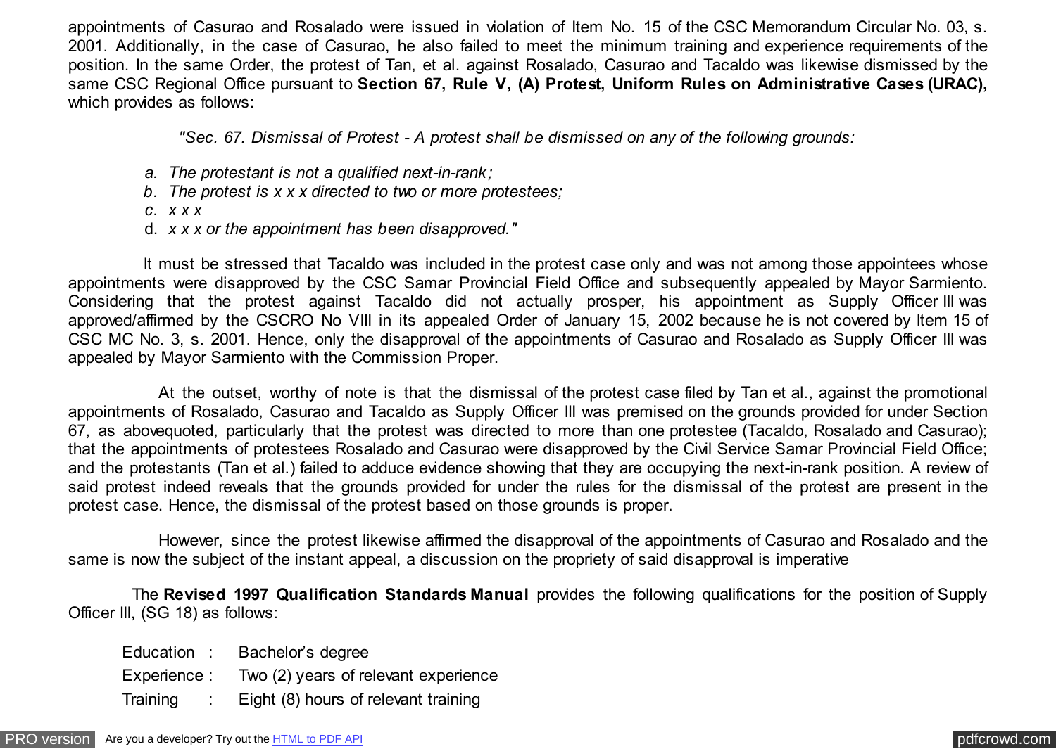appointments of Casurao and Rosalado were issued in violation of Item No. 15 of the CSC Memorandum Circular No. 03, s. 2001. Additionally, in the case of Casurao, he also failed to meet the minimum training and experience requirements of the position. In the same Order, the protest of Tan, et al. against Rosalado, Casurao and Tacaldo was likewise dismissed by the same CSC Regional Office pursuant to **Section 67, Rule V, (A) Protest, Uniform Rules on Administrative Cases (URAC),** which provides as follows:

*"Sec. 67. Dismissal of Protest - A protest shall be dismissed on any of the following grounds:*

a. *The protestant is not a qualified next-in-rank;*
b. *The protest is x x x directed to two or more protestees;*
c. *x x x*
d. *x x x or the appointment has been disapproved."*

It must be stressed that Tacaldo was included in the protest case only and was not among those appointees whose appointments were disapproved by the CSC Samar Provincial Field Office and subsequently appealed by Mayor Sarmiento. Considering that the protest against Tacaldo did not actually prosper, his appointment as Supply Officer III was approved/affirmed by the CSCRO No VIII in its appealed Order of January 15, 2002 because he is not covered by Item 15 of CSC MC No. 3, s. 2001. Hence, only the disapproval of the appointments of Casurao and Rosalado as Supply Officer III was appealed by Mayor Sarmiento with the Commission Proper.

At the outset, worthy of note is that the dismissal of the protest case filed by Tan et al., against the promotional appointments of Rosalado, Casurao and Tacaldo as Supply Officer III was premised on the grounds provided for under Section 67, as abovequoted, particularly that the protest was directed to more than one protestee (Tacaldo, Rosalado and Casurao); that the appointments of protestees Rosalado and Casurao were disapproved by the Civil Service Samar Provincial Field Office; and the protestants (Tan et al.) failed to adduce evidence showing that they are occupying the next-in-rank position. A review of said protest indeed reveals that the grounds provided for under the rules for the dismissal of the protest are present in the protest case. Hence, the dismissal of the protest based on those grounds is proper.

However, since the protest likewise affirmed the disapproval of the appointments of Casurao and Rosalado and the same is now the subject of the instant appeal, a discussion on the propriety of said disapproval is imperative

The **Revised 1997 Qualification Standards Manual** provides the following qualifications for the position of Supply Officer III, (SG 18) as follows:

Education : Bachelor's degree

Experience : Two (2) years of relevant experience

Training : Eight (8) hours of relevant training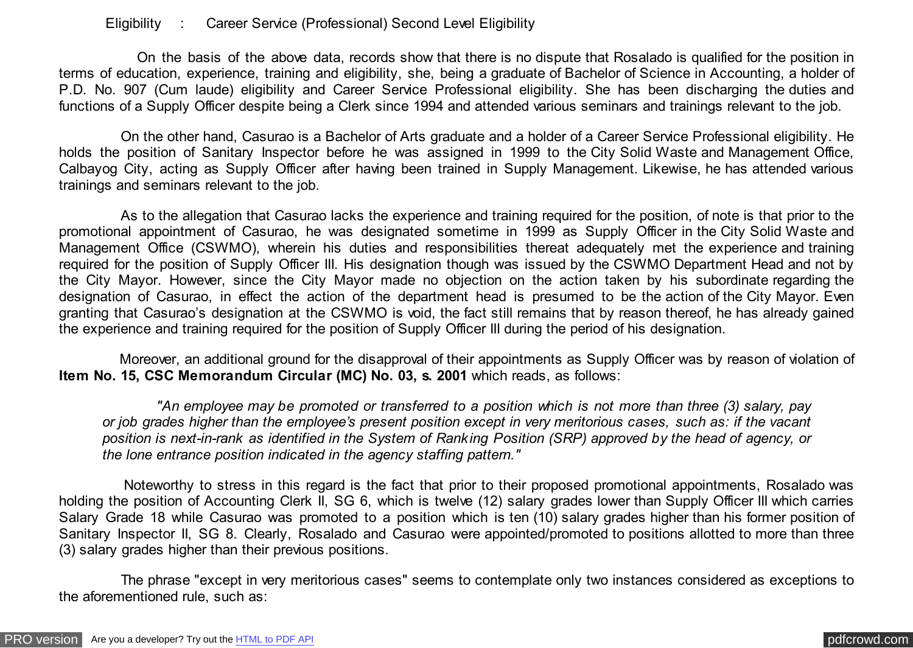Eligibility : Career Service (Professional) Second Level Eligibility

On the basis of the above data, records show that there is no dispute that Rosalado is qualified for the position in terms of education, experience, training and eligibility, she, being a graduate of Bachelor of Science in Accounting, a holder of P.D. No. 907 (Cum laude) eligibility and Career Service Professional eligibility. She has been discharging the duties and functions of a Supply Officer despite being a Clerk since 1994 and attended various seminars and trainings relevant to the job.

On the other hand, Casurao is a Bachelor of Arts graduate and a holder of a Career Service Professional eligibility. He holds the position of Sanitary Inspector before he was assigned in 1999 to the City Solid Waste and Management Office, Calbayog City, acting as Supply Officer after having been trained in Supply Management. Likewise, he has attended various trainings and seminars relevant to the job.

As to the allegation that Casurao lacks the experience and training required for the position, of note is that prior to the promotional appointment of Casurao, he was designated sometime in 1999 as Supply Officer in the City Solid Waste and Management Office (CSWMO), wherein his duties and responsibilities thereat adequately met the experience and training required for the position of Supply Officer III. His designation though was issued by the CSWMO Department Head and not by the City Mayor. However, since the City Mayor made no objection on the action taken by his subordinate regarding the designation of Casurao, in effect the action of the department head is presumed to be the action of the City Mayor. Even granting that Casurao's designation at the CSWMO is void, the fact still remains that by reason thereof, he has already gained the experience and training required for the position of Supply Officer III during the period of his designation.

Moreover, an additional ground for the disapproval of their appointments as Supply Officer was by reason of violation of **Item No. 15, CSC Memorandum Circular (MC) No. 03, s. 2001** which reads, as follows:

> *"An employee may be promoted or transferred to a position which is not more than three (3) salary, pay or job grades higher than the employee's present position except in very meritorious cases, such as: if the vacant position is next-in-rank as identified in the System of Ranking Position (SRP) approved by the head of agency, or the lone entrance position indicated in the agency staffing pattern."*

Noteworthy to stress in this regard is the fact that prior to their proposed promotional appointments, Rosalado was holding the position of Accounting Clerk II, SG 6, which is twelve (12) salary grades lower than Supply Officer III which carries Salary Grade 18 while Casurao was promoted to a position which is ten (10) salary grades higher than his former position of Sanitary Inspector II, SG 8. Clearly, Rosalado and Casurao were appointed/promoted to positions allotted to more than three (3) salary grades higher than their previous positions.

The phrase "except in very meritorious cases" seems to contemplate only two instances considered as exceptions to the aforementioned rule, such as: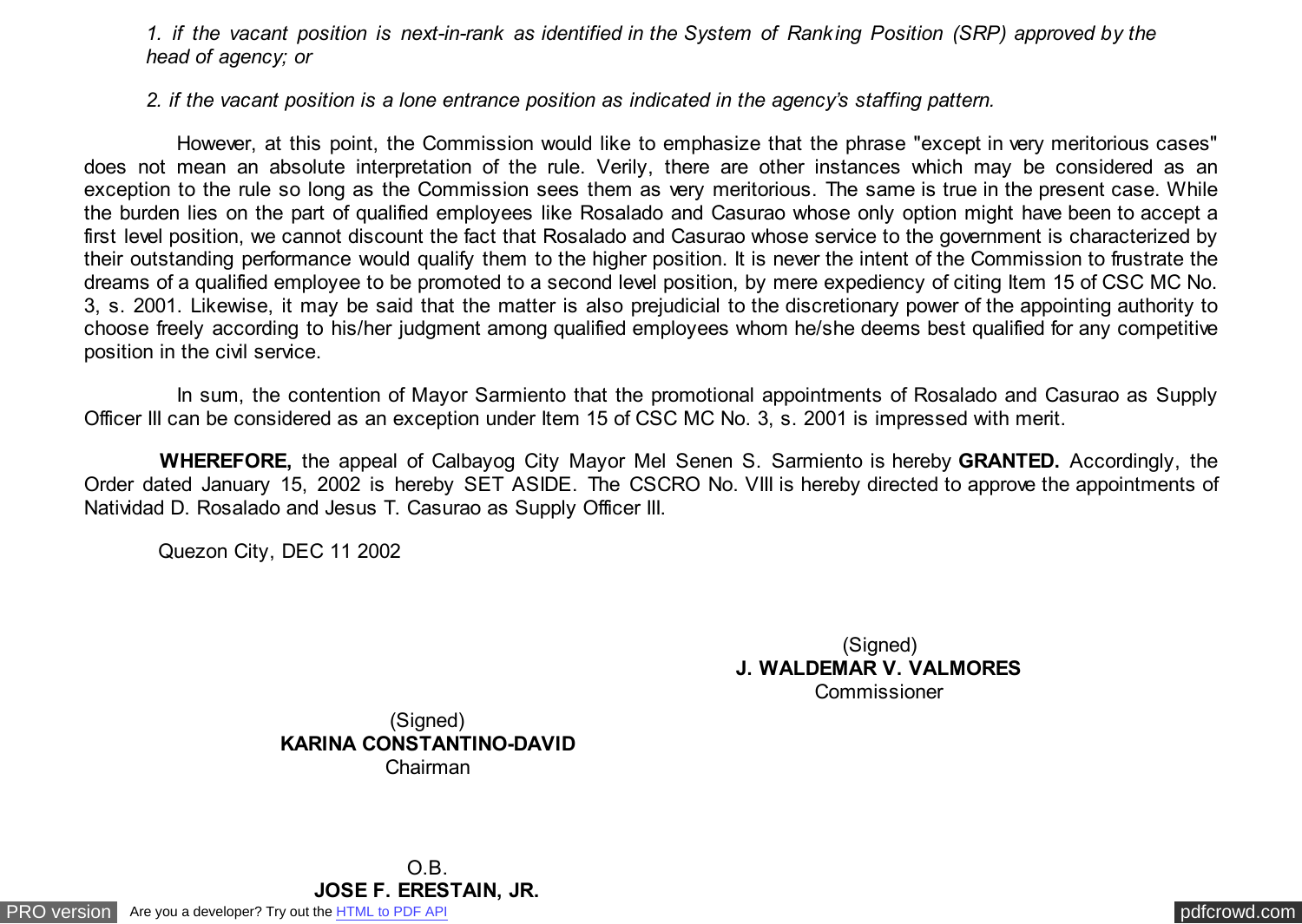*1. if the vacant position is next-in-rank as identified in the System of Ranking Position (SRP) approved by the head of agency; or*

*2. if the vacant position is a lone entrance position as indicated in the agency's staffing pattern.*

However, at this point, the Commission would like to emphasize that the phrase "except in very meritorious cases" does not mean an absolute interpretation of the rule. Verily, there are other instances which may be considered as an exception to the rule so long as the Commission sees them as very meritorious. The same is true in the present case. While the burden lies on the part of qualified employees like Rosalado and Casurao whose only option might have been to accept a first level position, we cannot discount the fact that Rosalado and Casurao whose service to the government is characterized by their outstanding performance would qualify them to the higher position. It is never the intent of the Commission to frustrate the dreams of a qualified employee to be promoted to a second level position, by mere expediency of citing Item 15 of CSC MC No. 3, s. 2001. Likewise, it may be said that the matter is also prejudicial to the discretionary power of the appointing authority to choose freely according to his/her judgment among qualified employees whom he/she deems best qualified for any competitive position in the civil service.

In sum, the contention of Mayor Sarmiento that the promotional appointments of Rosalado and Casurao as Supply Officer III can be considered as an exception under Item 15 of CSC MC No. 3, s. 2001 is impressed with merit.

**WHEREFORE,** the appeal of Calbayog City Mayor Mel Senen S. Sarmiento is hereby **GRANTED.** Accordingly, the Order dated January 15, 2002 is hereby SET ASIDE. The CSCRO No. VIII is hereby directed to approve the appointments of Natividad D. Rosalado and Jesus T. Casurao as Supply Officer III.

Quezon City, DEC 11 2002

(Signed)
**J. WALDEMAR V. VALMORES**
Commissioner

(Signed)
**KARINA CONSTANTINO-DAVID**
Chairman

O.B.
**JOSE F. ERESTAIN, JR.**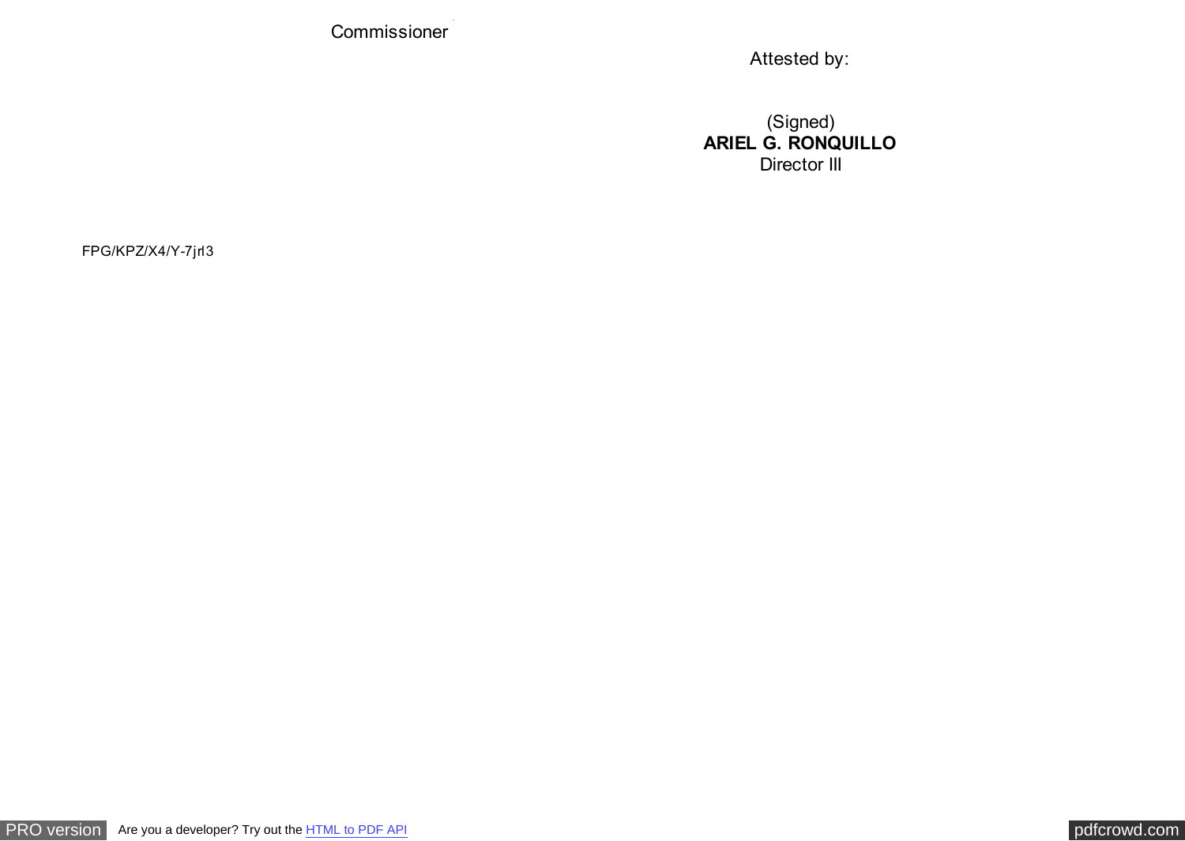Commissioner

Attested by:

(Signed)
**ARIEL G. RONQUILLO**
Director III

FPG/KPZ/X4/Y-7jrl3